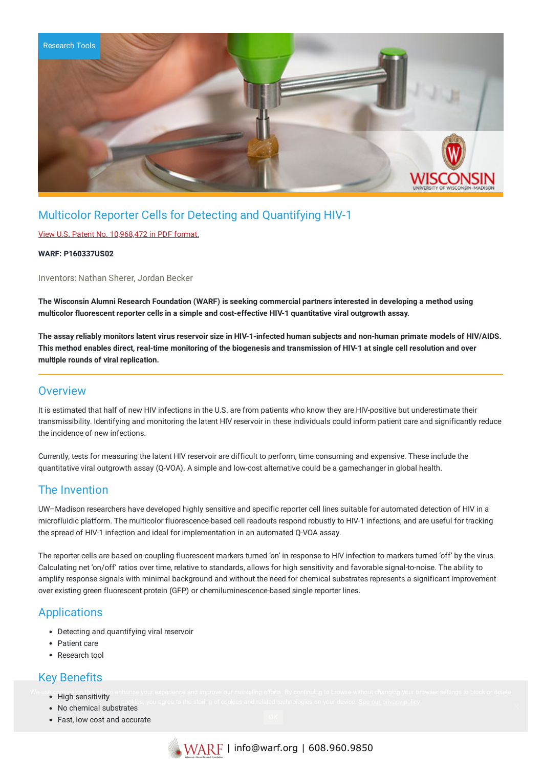Research Tools

# Multicolor Reporter Cells for Detecting and Quantifying HIV-1

View U.S. Patent No. 10,968,472 in PDF format.

**WARF: P160337US02**

Inventors: Nathan Sherer, Jordan Becker

**The Wisconsin Alumni Research Foundation (WARF) is seeking commercial partners interested in developing a method using multicolor fluorescent reporter cells in a simple and cost-effective HIV-1 quantitative viral outgrowth assay.**

**The assay reliably monitors latent virus reservoir size in HIV-1-infected human subjects and non-human primate models of HIV/AIDS. This method enables direct, real-time monitoring of the biogenesis and transmission of HIV-1 at single cell resolution and over multiple rounds of viral replication.**

## Overview

It is estimated that half of new HIV infections in the U.S. are from patients who know they are HIV-positive but underestimate their transmissibility. Identifying and monitoring the latent HIV reservoir in these individuals could inform patient care and significantly reduce the incidence of new infections.

Currently, tests for measuring the latent HIV reservoir are difficult to perform, time consuming and expensive. These include the quantitative viral outgrowth assay (Q-VOA). A simple and low-cost alternative could be a gamechanger in global health.

## The Invention

UW–Madison researchers have developed highly sensitive and specific reporter cell lines suitable for automated detection of HIV in a microfluidic platform. The multicolor fluorescence-based cell readouts respond robustly to HIV-1 infections, and are useful for tracking the spread of HIV-1 infection and ideal for implementation in an automated Q-VOA assay.

The reporter cells are based on coupling fluorescent markers turned 'on' in response to HIV infection to markers turned 'off' by the virus. Calculating net 'on/off' ratios over time, relative to standards, allows for high sensitivity and favorable signal-to-noise. The ability to amplify response signals with minimal background and without the need for chemical substrates represents a significant improvement over existing green fluorescent protein (GFP) or chemiluminescence-based single reporter lines.

## Applications

- Detecting and quantifying viral reservoir
- Patient care
- Research tool

## Key Benefits

- High sensitivity
- No chemical substrates
- Fast, low cost and accurate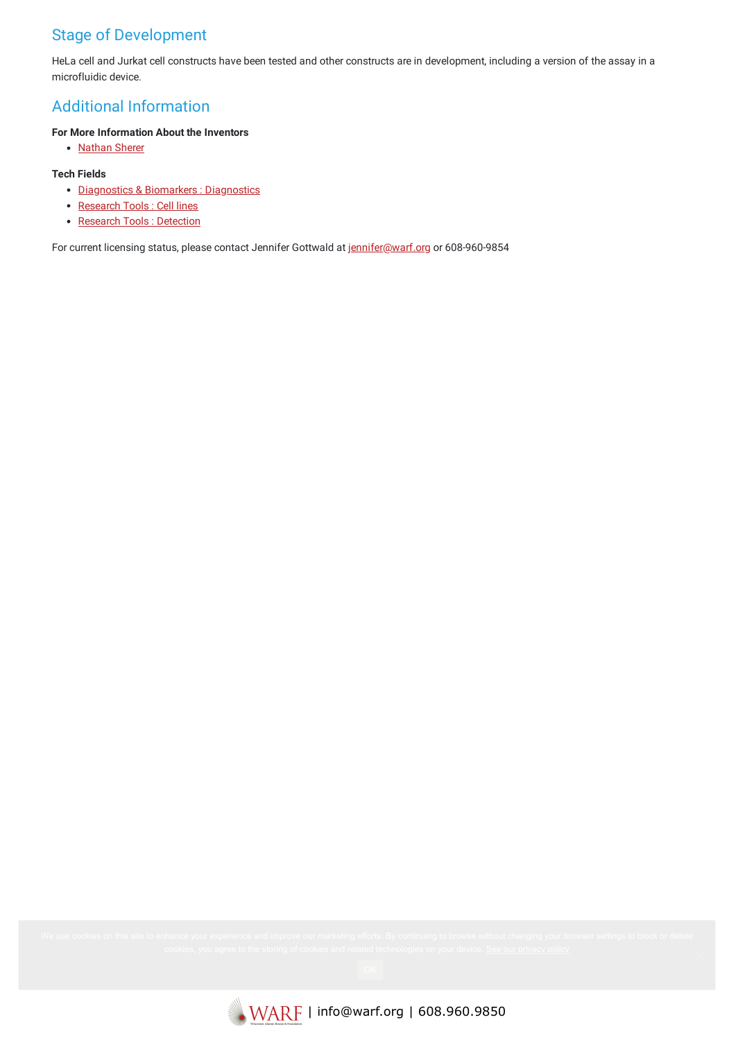## Stage of Development

HeLa cell and Jurkat cell constructs have been tested and other constructs are in development, including a version of the assay in a microfluidic device.

## Additional Information

**For More Information About the Inventors**

- Nathan Sherer

**Tech Fields**

- Diagnostics & Biomarkers : Diagnostics
- Research Tools : Cell lines
- Research Tools : Detection

For current licensing status, please contact Jennifer Gottwald at jennifer@warf.org or 608-960-9854